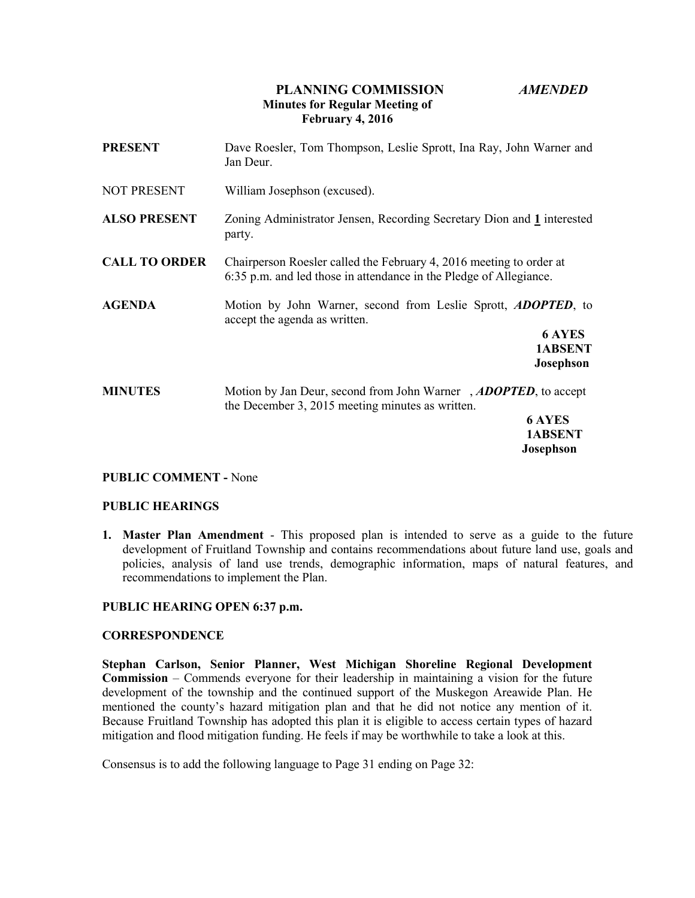**PLANNING COMMISSION** ***AMENDED***
**Minutes for Regular Meeting of**
**February 4, 2016**

**PRESENT** Dave Roesler, Tom Thompson, Leslie Sprott, Ina Ray, John Warner and Jan Deur.

NOT PRESENT William Josephson (excused).

**ALSO PRESENT** Zoning Administrator Jensen, Recording Secretary Dion and **1** interested party.

**CALL TO ORDER** Chairperson Roesler called the February 4, 2016 meeting to order at 6:35 p.m. and led those in attendance in the Pledge of Allegiance.

**AGENDA** Motion by John Warner, second from Leslie Sprott, ***ADOPTED***, to accept the agenda as written.

**6 AYES**
**1ABSENT**
**Josephson**

**MINUTES** Motion by Jan Deur, second from John Warner , ***ADOPTED***, to accept the December 3, 2015 meeting minutes as written.

**6 AYES**
**1ABSENT**
**Josephson**

**PUBLIC COMMENT -** None

**PUBLIC HEARINGS**

1. **Master Plan Amendment** - This proposed plan is intended to serve as a guide to the future development of Fruitland Township and contains recommendations about future land use, goals and policies, analysis of land use trends, demographic information, maps of natural features, and recommendations to implement the Plan.

**PUBLIC HEARING OPEN 6:37 p.m.**

**CORRESPONDENCE**

**Stephan Carlson, Senior Planner, West Michigan Shoreline Regional Development Commission** – Commends everyone for their leadership in maintaining a vision for the future development of the township and the continued support of the Muskegon Areawide Plan. He mentioned the county's hazard mitigation plan and that he did not notice any mention of it. Because Fruitland Township has adopted this plan it is eligible to access certain types of hazard mitigation and flood mitigation funding. He feels if may be worthwhile to take a look at this.

Consensus is to add the following language to Page 31 ending on Page 32: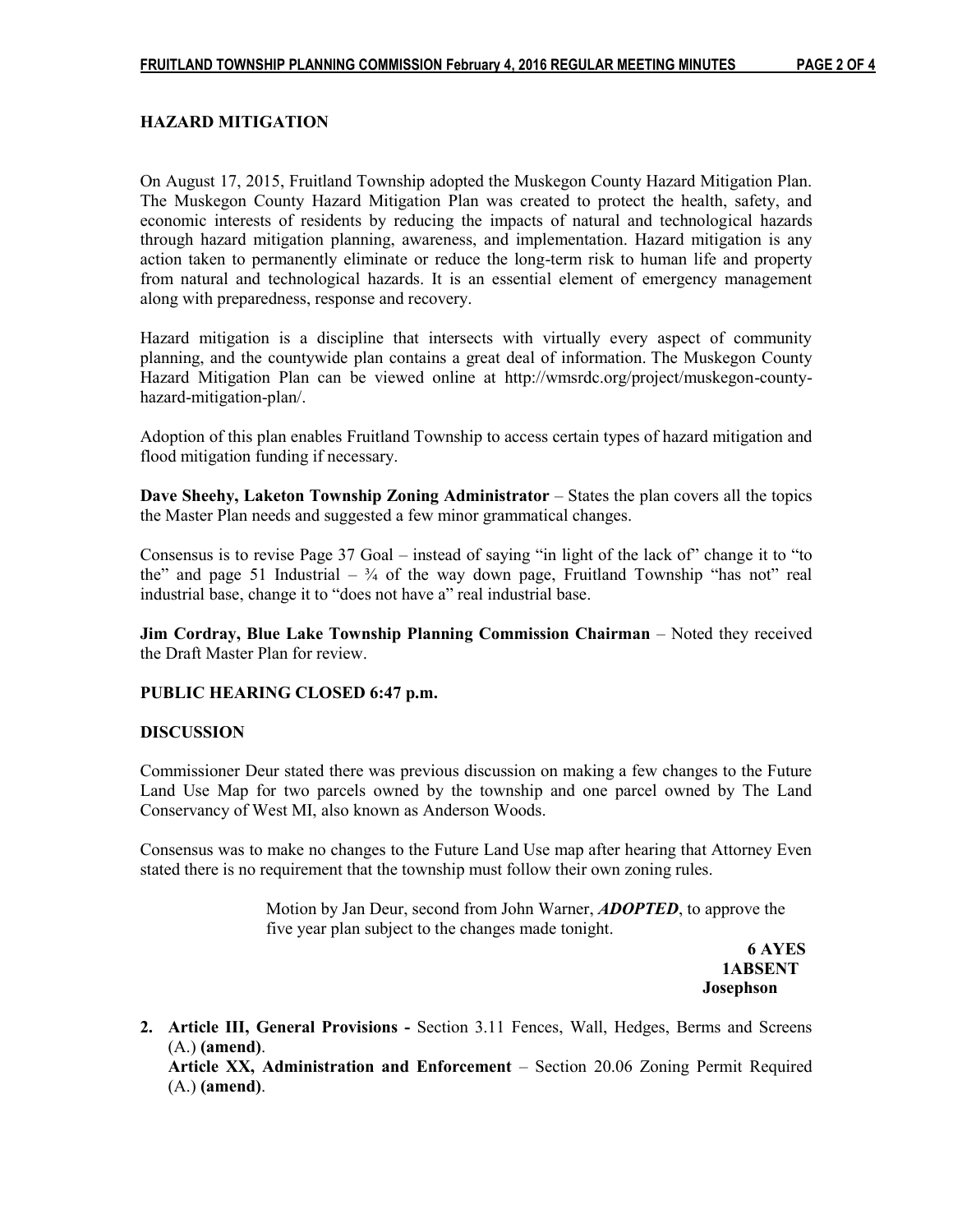**HAZARD MITIGATION**

On August 17, 2015, Fruitland Township adopted the Muskegon County Hazard Mitigation Plan. The Muskegon County Hazard Mitigation Plan was created to protect the health, safety, and economic interests of residents by reducing the impacts of natural and technological hazards through hazard mitigation planning, awareness, and implementation. Hazard mitigation is any action taken to permanently eliminate or reduce the long-term risk to human life and property from natural and technological hazards. It is an essential element of emergency management along with preparedness, response and recovery.

Hazard mitigation is a discipline that intersects with virtually every aspect of community planning, and the countywide plan contains a great deal of information. The Muskegon County Hazard Mitigation Plan can be viewed online at http://wmsrdc.org/project/muskegon-county-hazard-mitigation-plan/.

Adoption of this plan enables Fruitland Township to access certain types of hazard mitigation and flood mitigation funding if necessary.

**Dave Sheehy, Laketon Township Zoning Administrator** – States the plan covers all the topics the Master Plan needs and suggested a few minor grammatical changes.

Consensus is to revise Page 37 Goal – instead of saying "in light of the lack of" change it to "to the" and page 51 Industrial – ¾ of the way down page, Fruitland Township "has not" real industrial base, change it to "does not have a" real industrial base.

**Jim Cordray, Blue Lake Township Planning Commission Chairman** – Noted they received the Draft Master Plan for review.

**PUBLIC HEARING CLOSED 6:47 p.m.**

**DISCUSSION**

Commissioner Deur stated there was previous discussion on making a few changes to the Future Land Use Map for two parcels owned by the township and one parcel owned by The Land Conservancy of West MI, also known as Anderson Woods.

Consensus was to make no changes to the Future Land Use map after hearing that Attorney Even stated there is no requirement that the township must follow their own zoning rules.

> Motion by Jan Deur, second from John Warner, ***ADOPTED***, to approve the five year plan subject to the changes made tonight.
>
> **6 AYES**
> **1ABSENT**
> **Josephson**

2. **Article III, General Provisions -** Section 3.11 Fences, Wall, Hedges, Berms and Screens (A.) **(amend)**.
   **Article XX, Administration and Enforcement** – Section 20.06 Zoning Permit Required (A.) **(amend)**.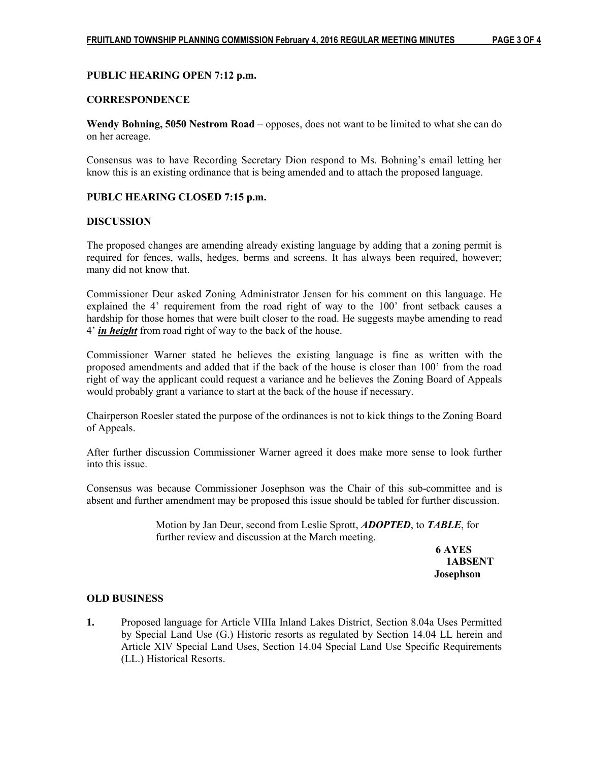**PUBLIC HEARING OPEN 7:12 p.m.**

**CORRESPONDENCE**

**Wendy Bohning, 5050 Nestrom Road** – opposes, does not want to be limited to what she can do on her acreage.

Consensus was to have Recording Secretary Dion respond to Ms. Bohning's email letting her know this is an existing ordinance that is being amended and to attach the proposed language.

**PUBLC HEARING CLOSED 7:15 p.m.**

**DISCUSSION**

The proposed changes are amending already existing language by adding that a zoning permit is required for fences, walls, hedges, berms and screens. It has always been required, however; many did not know that.

Commissioner Deur asked Zoning Administrator Jensen for his comment on this language. He explained the 4' requirement from the road right of way to the 100' front setback causes a hardship for those homes that were built closer to the road. He suggests maybe amending to read 4' ***in height*** from road right of way to the back of the house.

Commissioner Warner stated he believes the existing language is fine as written with the proposed amendments and added that if the back of the house is closer than 100' from the road right of way the applicant could request a variance and he believes the Zoning Board of Appeals would probably grant a variance to start at the back of the house if necessary.

Chairperson Roesler stated the purpose of the ordinances is not to kick things to the Zoning Board of Appeals.

After further discussion Commissioner Warner agreed it does make more sense to look further into this issue.

Consensus was because Commissioner Josephson was the Chair of this sub-committee and is absent and further amendment may be proposed this issue should be tabled for further discussion.

> Motion by Jan Deur, second from Leslie Sprott, ***ADOPTED***, to ***TABLE***, for further review and discussion at the March meeting.
>
> **6 AYES**
> **1ABSENT**
> **Josephson**

**OLD BUSINESS**

**1.** Proposed language for Article VIIIa Inland Lakes District, Section 8.04a Uses Permitted by Special Land Use (G.) Historic resorts as regulated by Section 14.04 LL herein and Article XIV Special Land Uses, Section 14.04 Special Land Use Specific Requirements (LL.) Historical Resorts.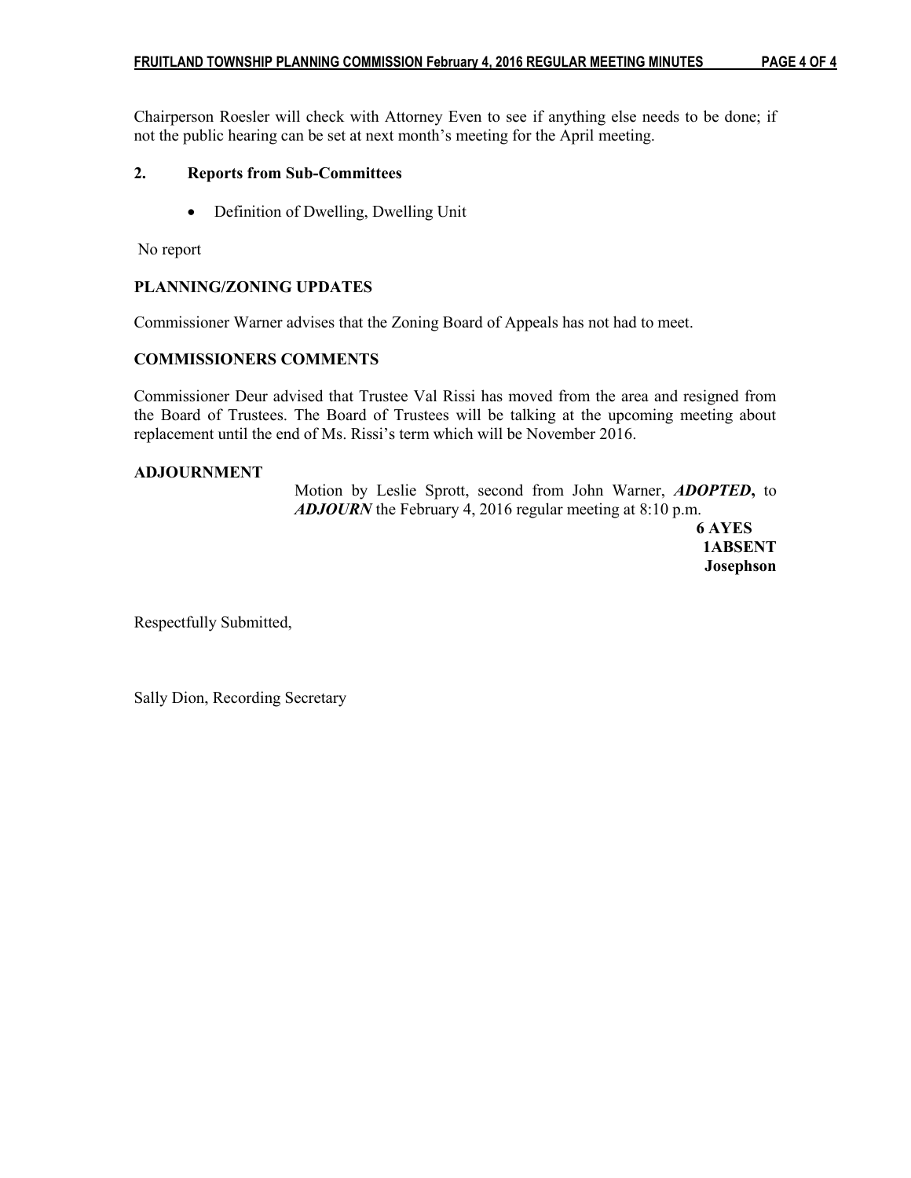Chairperson Roesler will check with Attorney Even to see if anything else needs to be done; if not the public hearing can be set at next month's meeting for the April meeting.

**2. Reports from Sub-Committees**

- Definition of Dwelling, Dwelling Unit

No report

**PLANNING/ZONING UPDATES**

Commissioner Warner advises that the Zoning Board of Appeals has not had to meet.

**COMMISSIONERS COMMENTS**

Commissioner Deur advised that Trustee Val Rissi has moved from the area and resigned from the Board of Trustees. The Board of Trustees will be talking at the upcoming meeting about replacement until the end of Ms. Rissi's term which will be November 2016.

**ADJOURNMENT**

Motion by Leslie Sprott, second from John Warner, ***ADOPTED***, to ***ADJOURN*** the February 4, 2016 regular meeting at 8:10 p.m.

**6 AYES**
**1ABSENT**
**Josephson**

Respectfully Submitted,

Sally Dion, Recording Secretary